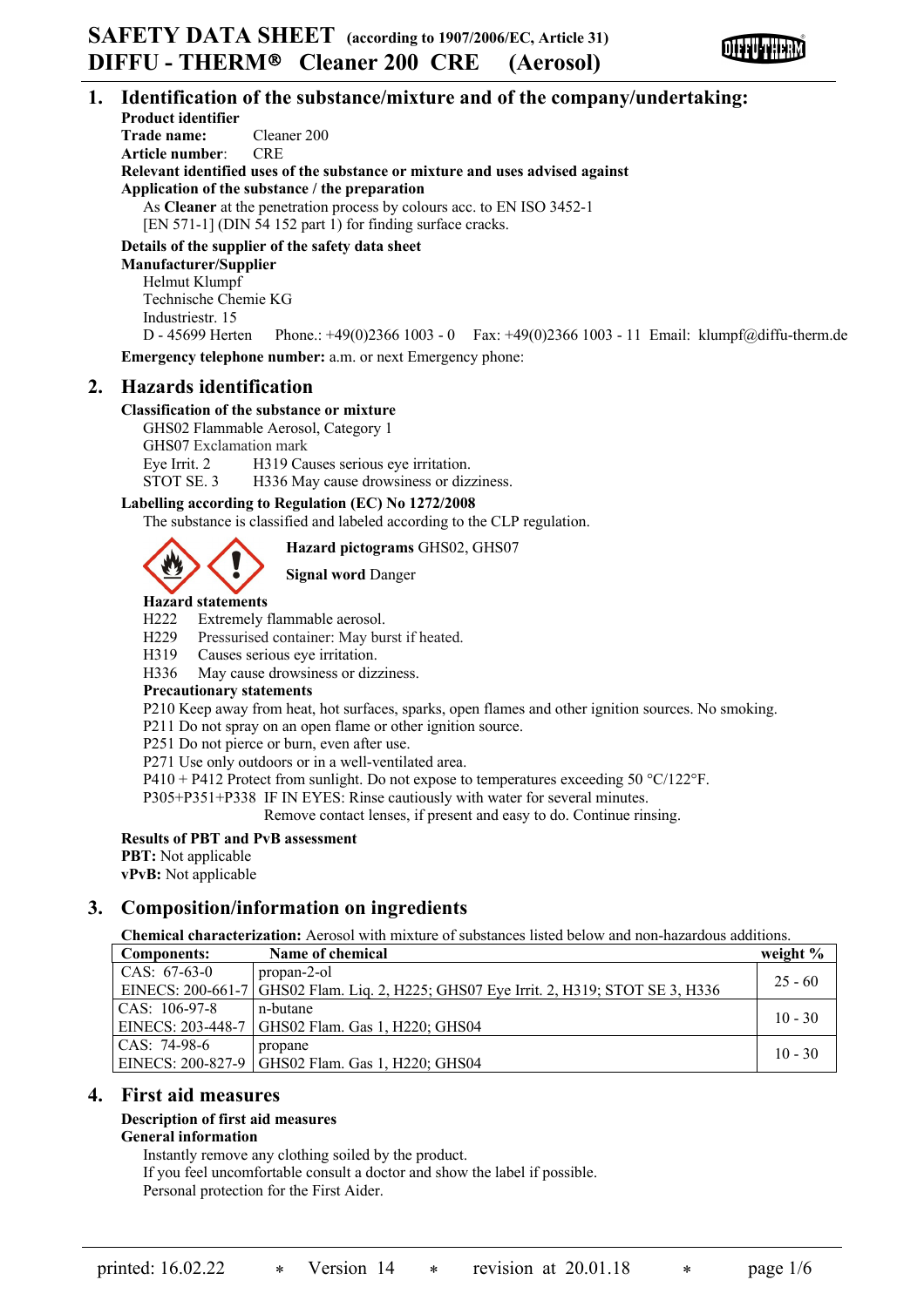# SAFETY DATA SHEET (according to 1907/2006/EC, Article 31)
# DIFFU - THERM® Cleaner 200 CRE (Aerosol)

## 1. Identification of the substance/mixture and of the company/undertaking:

**Product identifier**

**Trade name:** Cleaner 200

**Article number**: CRE

**Relevant identified uses of the substance or mixture and uses advised against**

**Application of the substance / the preparation**

As **Cleaner** at the penetration process by colours acc. to EN ISO 3452-1 [EN 571-1] (DIN 54 152 part 1) for finding surface cracks.

**Details of the supplier of the safety data sheet**

**Manufacturer/Supplier**

Helmut Klumpf
Technische Chemie KG
Industriestr. 15
D - 45699 Herten Phone.: +49(0)2366 1003 - 0 Fax: +49(0)2366 1003 - 11 Email: klumpf@diffu-therm.de

**Emergency telephone number:** a.m. or next Emergency phone:

## 2. Hazards identification

**Classification of the substance or mixture**

GHS02 Flammable Aerosol, Category 1
GHS07 Exclamation mark
Eye Irrit. 2 H319 Causes serious eye irritation.
STOT SE. 3 H336 May cause drowsiness or dizziness.

**Labelling according to Regulation (EC) No 1272/2008**

The substance is classified and labeled according to the CLP regulation.

**Hazard pictograms** GHS02, GHS07

**Signal word** Danger

**Hazard statements**

H222 Extremely flammable aerosol.
H229 Pressurised container: May burst if heated.
H319 Causes serious eye irritation.
H336 May cause drowsiness or dizziness.

**Precautionary statements**

P210 Keep away from heat, hot surfaces, sparks, open flames and other ignition sources. No smoking.
P211 Do not spray on an open flame or other ignition source.
P251 Do not pierce or burn, even after use.
P271 Use only outdoors or in a well-ventilated area.
P410 + P412 Protect from sunlight. Do not expose to temperatures exceeding 50 °C/122°F.
P305+P351+P338 IF IN EYES: Rinse cautiously with water for several minutes. Remove contact lenses, if present and easy to do. Continue rinsing.

**Results of PBT and PvB assessment**

**PBT:** Not applicable
**vPvB:** Not applicable

## 3. Composition/information on ingredients

**Chemical characterization:** Aerosol with mixture of substances listed below and non-hazardous additions.

| Components: | Name of chemical | weight % |
|---|---|---|
| CAS: 67-63-0<br>EINECS: 200-661-7 | propan-2-ol<br>GHS02 Flam. Liq. 2, H225; GHS07 Eye Irrit. 2, H319; STOT SE 3, H336 | 25 - 60 |
| CAS: 106-97-8<br>EINECS: 203-448-7 | n-butane<br>GHS02 Flam. Gas 1, H220; GHS04 | 10 - 30 |
| CAS: 74-98-6<br>EINECS: 200-827-9 | propane<br>GHS02 Flam. Gas 1, H220; GHS04 | 10 - 30 |

## 4. First aid measures

**Description of first aid measures**

**General information**

Instantly remove any clothing soiled by the product.
If you feel uncomfortable consult a doctor and show the label if possible.
Personal protection for the First Aider.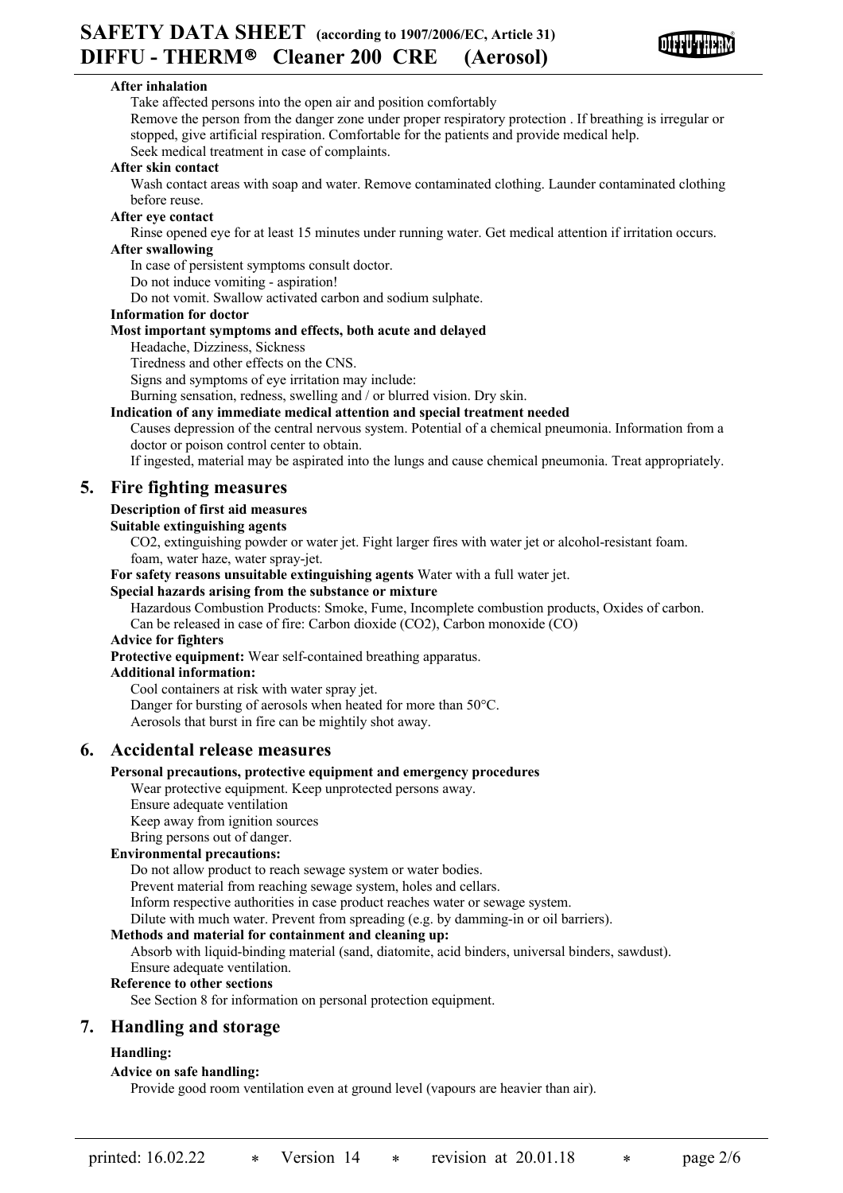**After inhalation**

Take affected persons into the open air and position comfortably

Remove the person from the danger zone under proper respiratory protection . If breathing is irregular or stopped, give artificial respiration. Comfortable for the patients and provide medical help.

Seek medical treatment in case of complaints.

**After skin contact**

Wash contact areas with soap and water. Remove contaminated clothing. Launder contaminated clothing before reuse.

**After eye contact**

Rinse opened eye for at least 15 minutes under running water. Get medical attention if irritation occurs.

**After swallowing**

In case of persistent symptoms consult doctor.

Do not induce vomiting - aspiration!

Do not vomit. Swallow activated carbon and sodium sulphate.

**Information for doctor**

**Most important symptoms and effects, both acute and delayed**

Headache, Dizziness, Sickness

Tiredness and other effects on the CNS.

Signs and symptoms of eye irritation may include:

Burning sensation, redness, swelling and / or blurred vision. Dry skin.

**Indication of any immediate medical attention and special treatment needed**

Causes depression of the central nervous system. Potential of a chemical pneumonia. Information from a doctor or poison control center to obtain.

If ingested, material may be aspirated into the lungs and cause chemical pneumonia. Treat appropriately.

## 5. Fire fighting measures

**Description of first aid measures**

**Suitable extinguishing agents**

CO2, extinguishing powder or water jet. Fight larger fires with water jet or alcohol-resistant foam. foam, water haze, water spray-jet.

**For safety reasons unsuitable extinguishing agents** Water with a full water jet.

**Special hazards arising from the substance or mixture**

Hazardous Combustion Products: Smoke, Fume, Incomplete combustion products, Oxides of carbon.

Can be released in case of fire: Carbon dioxide ($CO_2$), Carbon monoxide (CO)

**Advice for fighters**

**Protective equipment:** Wear self-contained breathing apparatus.

**Additional information:**

Cool containers at risk with water spray jet.

Danger for bursting of aerosols when heated for more than 50°C.

Aerosols that burst in fire can be mightily shot away.

## 6. Accidental release measures

**Personal precautions, protective equipment and emergency procedures**

Wear protective equipment. Keep unprotected persons away.

Ensure adequate ventilation

Keep away from ignition sources

Bring persons out of danger.

**Environmental precautions:**

Do not allow product to reach sewage system or water bodies.

Prevent material from reaching sewage system, holes and cellars.

Inform respective authorities in case product reaches water or sewage system.

Dilute with much water. Prevent from spreading (e.g. by damming-in or oil barriers).

**Methods and material for containment and cleaning up:**

Absorb with liquid-binding material (sand, diatomite, acid binders, universal binders, sawdust).

Ensure adequate ventilation.

**Reference to other sections**

See Section 8 for information on personal protection equipment.

## 7. Handling and storage

**Handling:**

**Advice on safe handling:**

Provide good room ventilation even at ground level (vapours are heavier than air).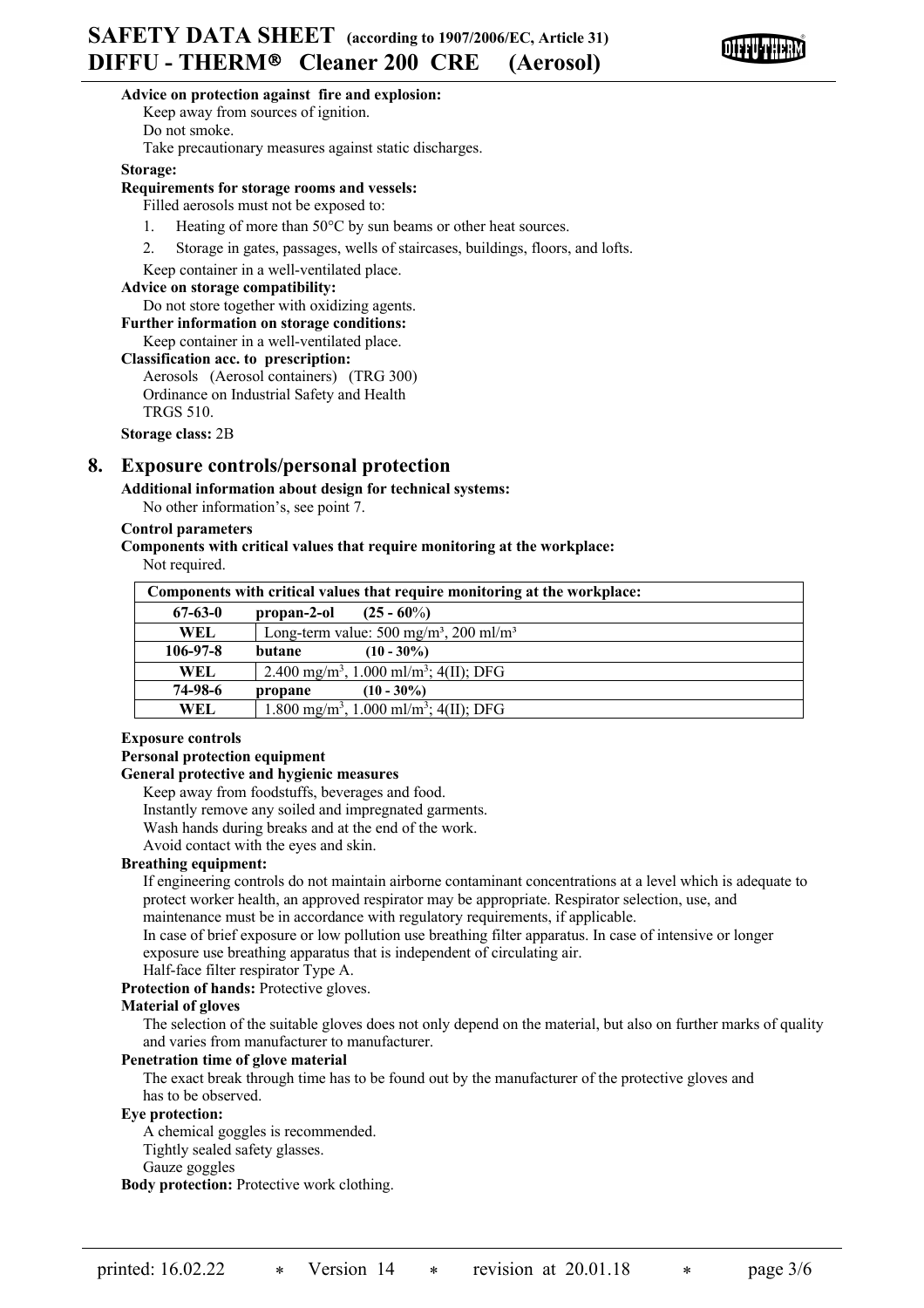**Advice on protection against fire and explosion:**

Keep away from sources of ignition.
Do not smoke.
Take precautionary measures against static discharges.

**Storage:**

**Requirements for storage rooms and vessels:**

Filled aerosols must not be exposed to:

1. Heating of more than 50°C by sun beams or other heat sources.
2. Storage in gates, passages, wells of staircases, buildings, floors, and lofts.

Keep container in a well-ventilated place.

**Advice on storage compatibility:**

Do not store together with oxidizing agents.

**Further information on storage conditions:**

Keep container in a well-ventilated place.

**Classification acc. to prescription:**

Aerosols (Aerosol containers) (TRG 300)
Ordinance on Industrial Safety and Health
TRGS 510.

**Storage class:** 2B

## 8. Exposure controls/personal protection

**Additional information about design for technical systems:**

No other information's, see point 7.

**Control parameters**

**Components with critical values that require monitoring at the workplace:**

Not required.

| Components with critical values that require monitoring at the workplace: | |
|---|---|
| **67-63-0** | **propan-2-ol (25 - 60%)** |
| **WEL** | Long-term value: 500 mg/m³, 200 ml/m³ |
| **106-97-8** | **butane (10 - 30%)** |
| **WEL** | 2.400 mg/m³, 1.000 ml/m³; 4(II); DFG |
| **74-98-6** | **propane (10 - 30%)** |
| **WEL** | 1.800 mg/m³, 1.000 ml/m³; 4(II); DFG |

**Exposure controls**

**Personal protection equipment**

**General protective and hygienic measures**

Keep away from foodstuffs, beverages and food.
Instantly remove any soiled and impregnated garments.
Wash hands during breaks and at the end of the work.
Avoid contact with the eyes and skin.

**Breathing equipment:**

If engineering controls do not maintain airborne contaminant concentrations at a level which is adequate to protect worker health, an approved respirator may be appropriate. Respirator selection, use, and maintenance must be in accordance with regulatory requirements, if applicable.
In case of brief exposure or low pollution use breathing filter apparatus. In case of intensive or longer exposure use breathing apparatus that is independent of circulating air.
Half-face filter respirator Type A.

**Protection of hands:** Protective gloves.

**Material of gloves**

The selection of the suitable gloves does not only depend on the material, but also on further marks of quality and varies from manufacturer to manufacturer.

**Penetration time of glove material**

The exact break through time has to be found out by the manufacturer of the protective gloves and has to be observed.

**Eye protection:**

A chemical goggles is recommended.
Tightly sealed safety glasses.
Gauze goggles

**Body protection:** Protective work clothing.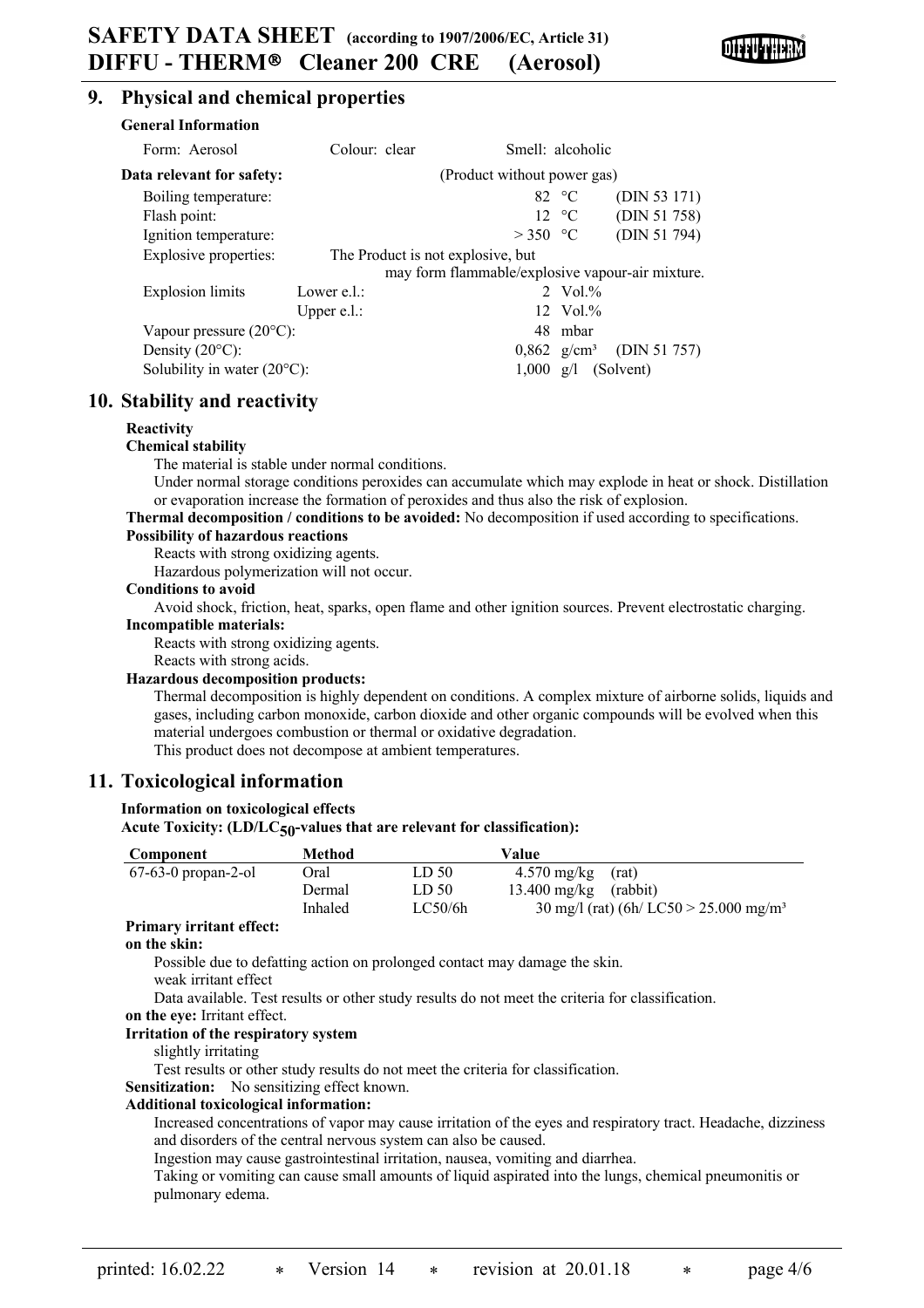## 9. Physical and chemical properties

**General Information**

| Form: Aerosol | Colour: clear | Smell: alcoholic | |
|---|---|---|---|

**Data relevant for safety:** (Product without power gas)

| | | | |
|---|---|---|---|
| Boiling temperature: | | 82 °C | (DIN 53 171) |
| Flash point: | | 12 °C | (DIN 51 758) |
| Ignition temperature: | | > 350 °C | (DIN 51 794) |
| Explosive properties: | The Product is not explosive, but may form flammable/explosive vapour-air mixture. | | |
| Explosion limits | Lower e.l.: | 2 Vol.% | |
| | Upper e.l.: | 12 Vol.% | |
| Vapour pressure (20°C): | | 48 mbar | |
| Density (20°C): | | 0,862 g/cm³ | (DIN 51 757) |
| Solubility in water (20°C): | | 1,000 g/l | (Solvent) |

## 10. Stability and reactivity

**Reactivity**

**Chemical stability**

The material is stable under normal conditions.

Under normal storage conditions peroxides can accumulate which may explode in heat or shock. Distillation or evaporation increase the formation of peroxides and thus also the risk of explosion.

**Thermal decomposition / conditions to be avoided:** No decomposition if used according to specifications.

**Possibility of hazardous reactions**

Reacts with strong oxidizing agents.

Hazardous polymerization will not occur.

**Conditions to avoid**

Avoid shock, friction, heat, sparks, open flame and other ignition sources. Prevent electrostatic charging.

**Incompatible materials:**

Reacts with strong oxidizing agents.

Reacts with strong acids.

**Hazardous decomposition products:**

Thermal decomposition is highly dependent on conditions. A complex mixture of airborne solids, liquids and gases, including carbon monoxide, carbon dioxide and other organic compounds will be evolved when this material undergoes combustion or thermal or oxidative degradation.

This product does not decompose at ambient temperatures.

## 11. Toxicological information

**Information on toxicological effects**

**Acute Toxicity: (LD/LC$_{50}$-values that are relevant for classification):**

| Component | Method | | Value |
|---|---|---|---|
| 67-63-0 propan-2-ol | Oral | LD 50 | 4.570 mg/kg (rat) |
| | Dermal | LD 50 | 13.400 mg/kg (rabbit) |
| | Inhaled | LC50/6h | 30 mg/l (rat) (6h/ LC50 > 25.000 mg/m³ |

**Primary irritant effect:**

**on the skin:**

Possible due to defatting action on prolonged contact may damage the skin.

weak irritant effect

Data available. Test results or other study results do not meet the criteria for classification.

**on the eye:** Irritant effect.

**Irritation of the respiratory system**

slightly irritating

Test results or other study results do not meet the criteria for classification.

**Sensitization:** No sensitizing effect known.

**Additional toxicological information:**

Increased concentrations of vapor may cause irritation of the eyes and respiratory tract. Headache, dizziness and disorders of the central nervous system can also be caused.

Ingestion may cause gastrointestinal irritation, nausea, vomiting and diarrhea.

Taking or vomiting can cause small amounts of liquid aspirated into the lungs, chemical pneumonitis or pulmonary edema.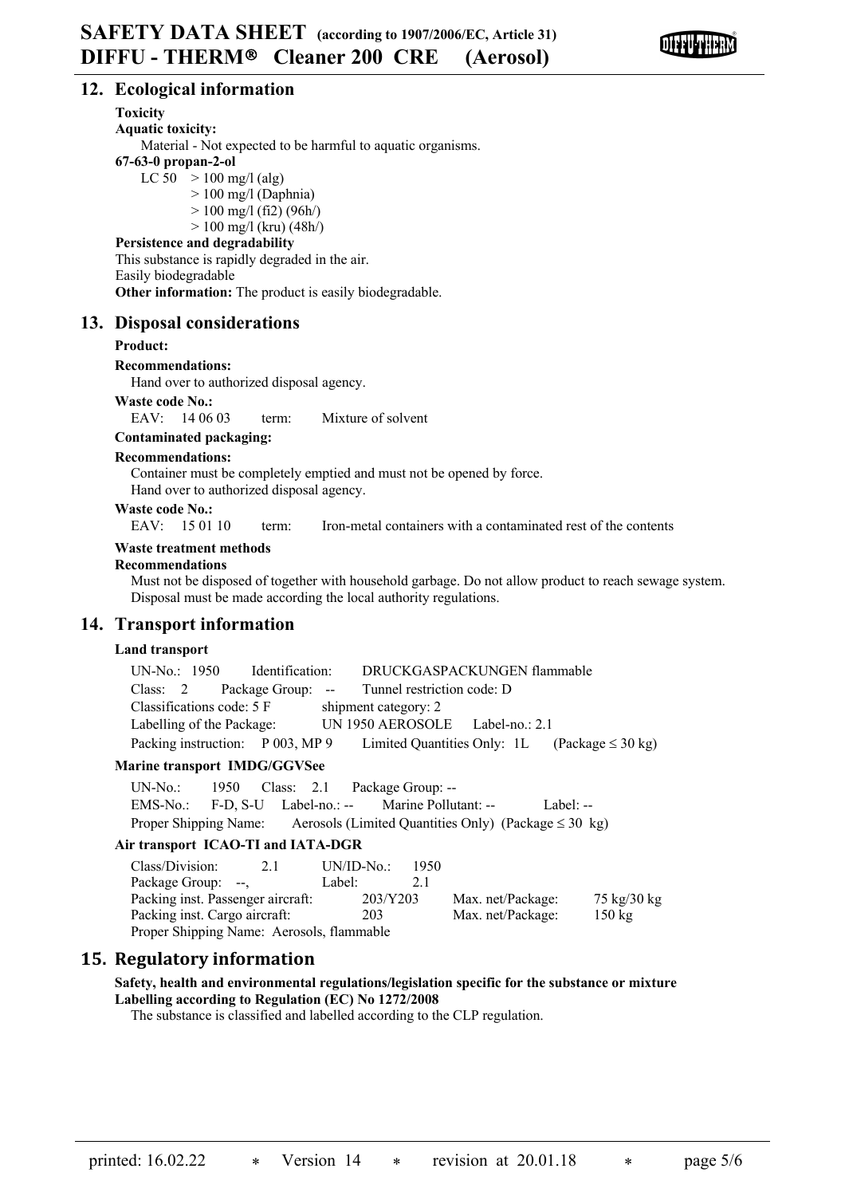## 12. Ecological information

**Toxicity**

**Aquatic toxicity:**

Material - Not expected to be harmful to aquatic organisms.

**67-63-0 propan-2-ol**

LC 50 > 100 mg/l (alg)
> 100 mg/l (Daphnia)
> 100 mg/l (fi2) (96h/)
> 100 mg/l (kru) (48h/)

**Persistence and degradability**

This substance is rapidly degraded in the air.
Easily biodegradable

**Other information:** The product is easily biodegradable.

## 13. Disposal considerations

**Product:**

**Recommendations:**

Hand over to authorized disposal agency.

**Waste code No.:**

EAV: 14 06 03 term: Mixture of solvent

**Contaminated packaging:**

**Recommendations:**

Container must be completely emptied and must not be opened by force.
Hand over to authorized disposal agency.

**Waste code No.:**

EAV: 15 01 10 term: Iron-metal containers with a contaminated rest of the contents

**Waste treatment methods**

**Recommendations**

Must not be disposed of together with household garbage. Do not allow product to reach sewage system.
Disposal must be made according the local authority regulations.

## 14. Transport information

**Land transport**

UN-No.: 1950 Identification: DRUCKGASPACKUNGEN flammable
Class: 2 Package Group: -- Tunnel restriction code: D
Classifications code: 5 F shipment category: 2
Labelling of the Package: UN 1950 AEROSOLE Label-no.: 2.1
Packing instruction: P 003, MP 9 Limited Quantities Only: 1L (Package ≤ 30 kg)

**Marine transport IMDG/GGVSee**

UN-No.: 1950 Class: 2.1 Package Group: --
EMS-No.: F-D, S-U Label-no.: -- Marine Pollutant: -- Label: --
Proper Shipping Name: Aerosols (Limited Quantities Only) (Package ≤ 30 kg)

**Air transport ICAO-TI and IATA-DGR**

Class/Division: 2.1 UN/ID-No.: 1950
Package Group: --, Label: 2.1
Packing inst. Passenger aircraft: 203/Y203 Max. net/Package: 75 kg/30 kg
Packing inst. Cargo aircraft: 203 Max. net/Package: 150 kg
Proper Shipping Name: Aerosols, flammable

## 15. Regulatory information

**Safety, health and environmental regulations/legislation specific for the substance or mixture**
**Labelling according to Regulation (EC) No 1272/2008**

The substance is classified and labelled according to the CLP regulation.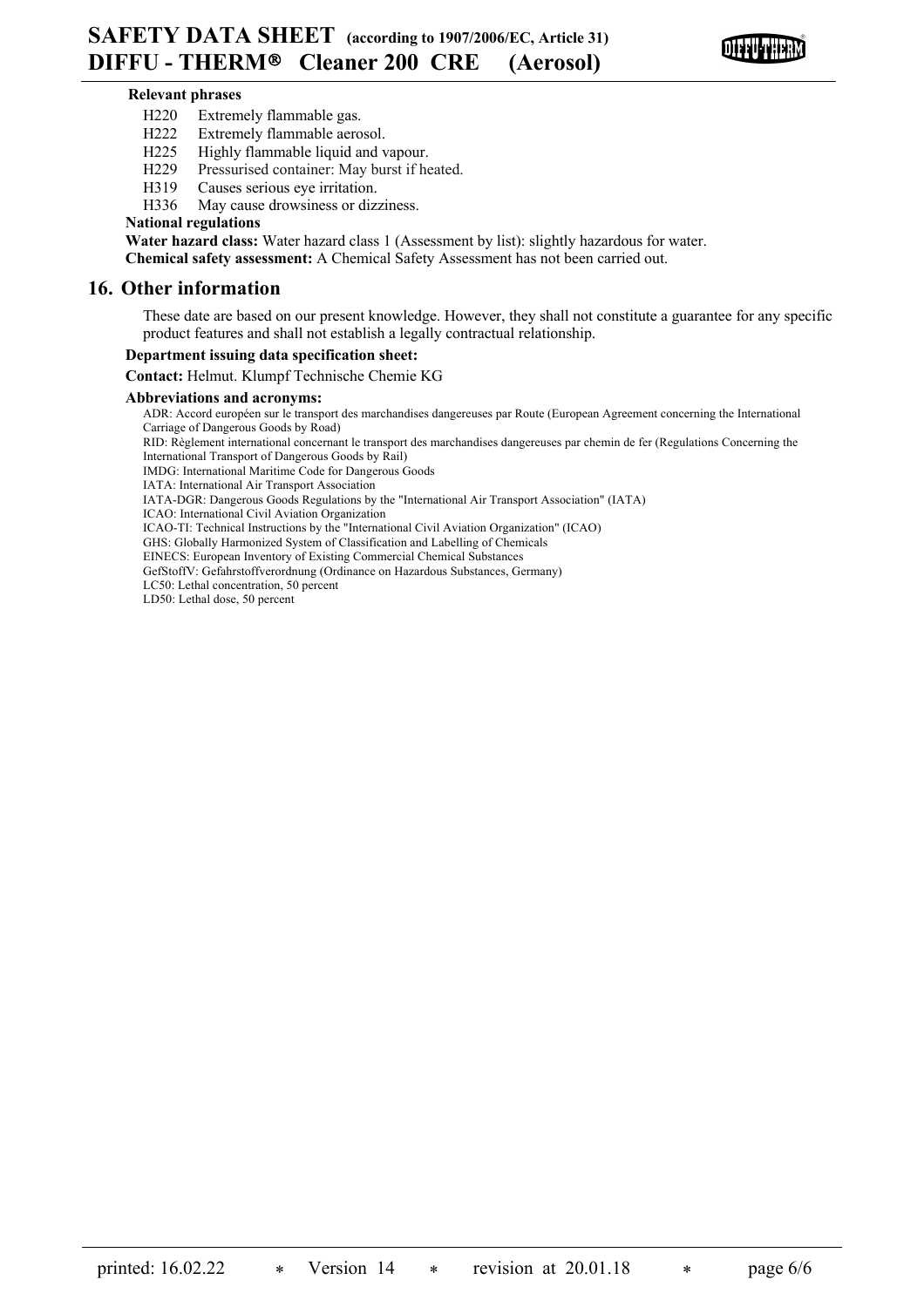**Relevant phrases**

H220 Extremely flammable gas.
H222 Extremely flammable aerosol.
H225 Highly flammable liquid and vapour.
H229 Pressurised container: May burst if heated.
H319 Causes serious eye irritation.
H336 May cause drowsiness or dizziness.

**National regulations**

**Water hazard class:** Water hazard class 1 (Assessment by list): slightly hazardous for water.
**Chemical safety assessment:** A Chemical Safety Assessment has not been carried out.

## 16. Other information

These date are based on our present knowledge. However, they shall not constitute a guarantee for any specific product features and shall not establish a legally contractual relationship.

**Department issuing data specification sheet:**

**Contact:** Helmut. Klumpf Technische Chemie KG

**Abbreviations and acronyms:**

ADR: Accord européen sur le transport des marchandises dangereuses par Route (European Agreement concerning the International Carriage of Dangerous Goods by Road)
RID: Règlement international concernant le transport des marchandises dangereuses par chemin de fer (Regulations Concerning the International Transport of Dangerous Goods by Rail)
IMDG: International Maritime Code for Dangerous Goods
IATA: International Air Transport Association
IATA-DGR: Dangerous Goods Regulations by the "International Air Transport Association" (IATA)
ICAO: International Civil Aviation Organization
ICAO-TI: Technical Instructions by the "International Civil Aviation Organization" (ICAO)
GHS: Globally Harmonized System of Classification and Labelling of Chemicals
EINECS: European Inventory of Existing Commercial Chemical Substances
GefStoffV: Gefahrstoffverordnung (Ordinance on Hazardous Substances, Germany)
LC50: Lethal concentration, 50 percent
LD50: Lethal dose, 50 percent